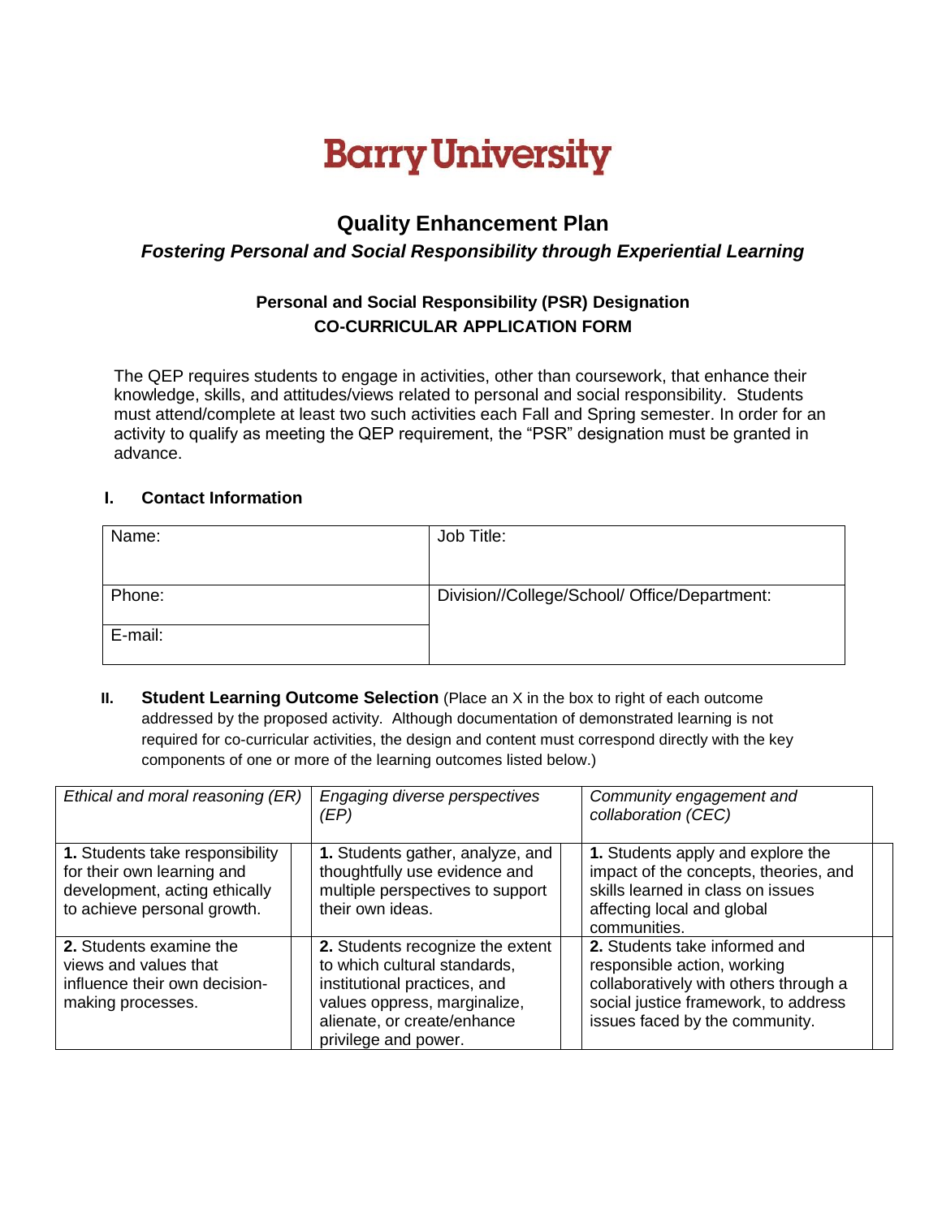# Barry University

## Quality Enhancement Plan

### *Fostering Personal and Social Responsibility through Experiential Learning*

**Personal and Social Responsibility (PSR) Designation**
**CO-CURRICULAR APPLICATION FORM**

The QEP requires students to engage in activities, other than coursework, that enhance their knowledge, skills, and attitudes/views related to personal and social responsibility. Students must attend/complete at least two such activities each Fall and Spring semester. In order for an activity to qualify as meeting the QEP requirement, the "PSR" designation must be granted in advance.

**I. Contact Information**

| Name: | Job Title: |
|---|---|
| Phone: | Division//College/School/ Office/Department: |
| E-mail: | |

**II. Student Learning Outcome Selection** (Place an X in the box to right of each outcome addressed by the proposed activity. Although documentation of demonstrated learning is not required for co-curricular activities, the design and content must correspond directly with the key components of one or more of the learning outcomes listed below.)

| *Ethical and moral reasoning (ER)* | | *Engaging diverse perspectives (EP)* | | *Community engagement and collaboration (CEC)* | |
|---|---|---|---|---|---|
| **1.** Students take responsibility for their own learning and development, acting ethically to achieve personal growth. | | **1.** Students gather, analyze, and thoughtfully use evidence and multiple perspectives to support their own ideas. | | **1.** Students apply and explore the impact of the concepts, theories, and skills learned in class on issues affecting local and global communities. | |
| **2.** Students examine the views and values that influence their own decision-making processes. | | **2.** Students recognize the extent to which cultural standards, institutional practices, and values oppress, marginalize, alienate, or create/enhance privilege and power. | | **2.** Students take informed and responsible action, working collaboratively with others through a social justice framework, to address issues faced by the community. | |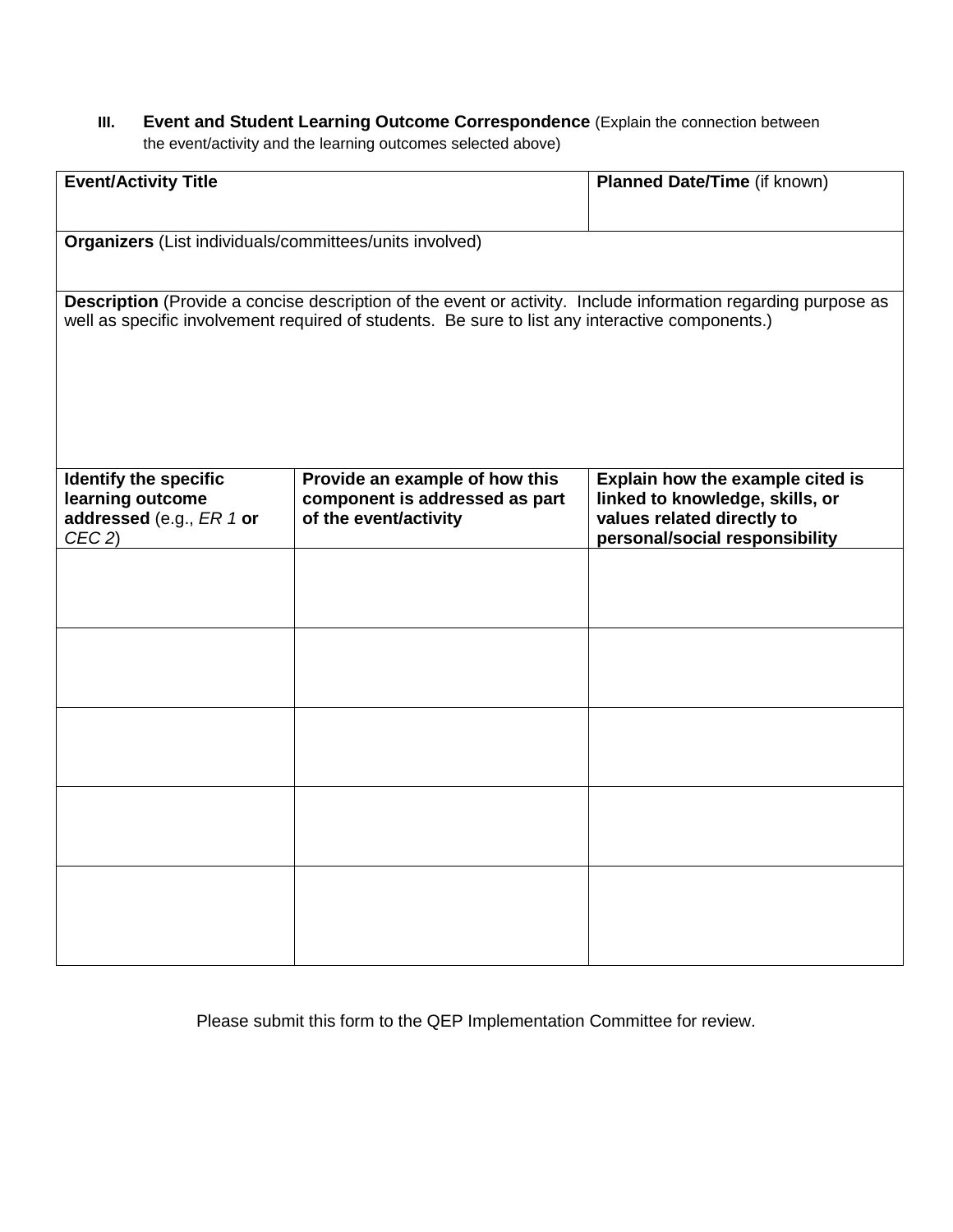### III. **Event and Student Learning Outcome Correspondence** (Explain the connection between the event/activity and the learning outcomes selected above)

| | | |
|---|---|---|
| **Event/Activity Title** | | **Planned Date/Time** (if known) |
| **Organizers** (List individuals/committees/units involved) | | |
| **Description** (Provide a concise description of the event or activity. Include information regarding purpose as well as specific involvement required of students. Be sure to list any interactive components.) | | |
| **Identify the specific learning outcome addressed** (e.g., *ER 1* **or** *CEC 2*) | **Provide an example of how this component is addressed as part of the event/activity** | **Explain how the example cited is linked to knowledge, skills, or values related directly to personal/social responsibility** |
| | | |
| | | |
| | | |
| | | |
| | | |

Please submit this form to the QEP Implementation Committee for review.